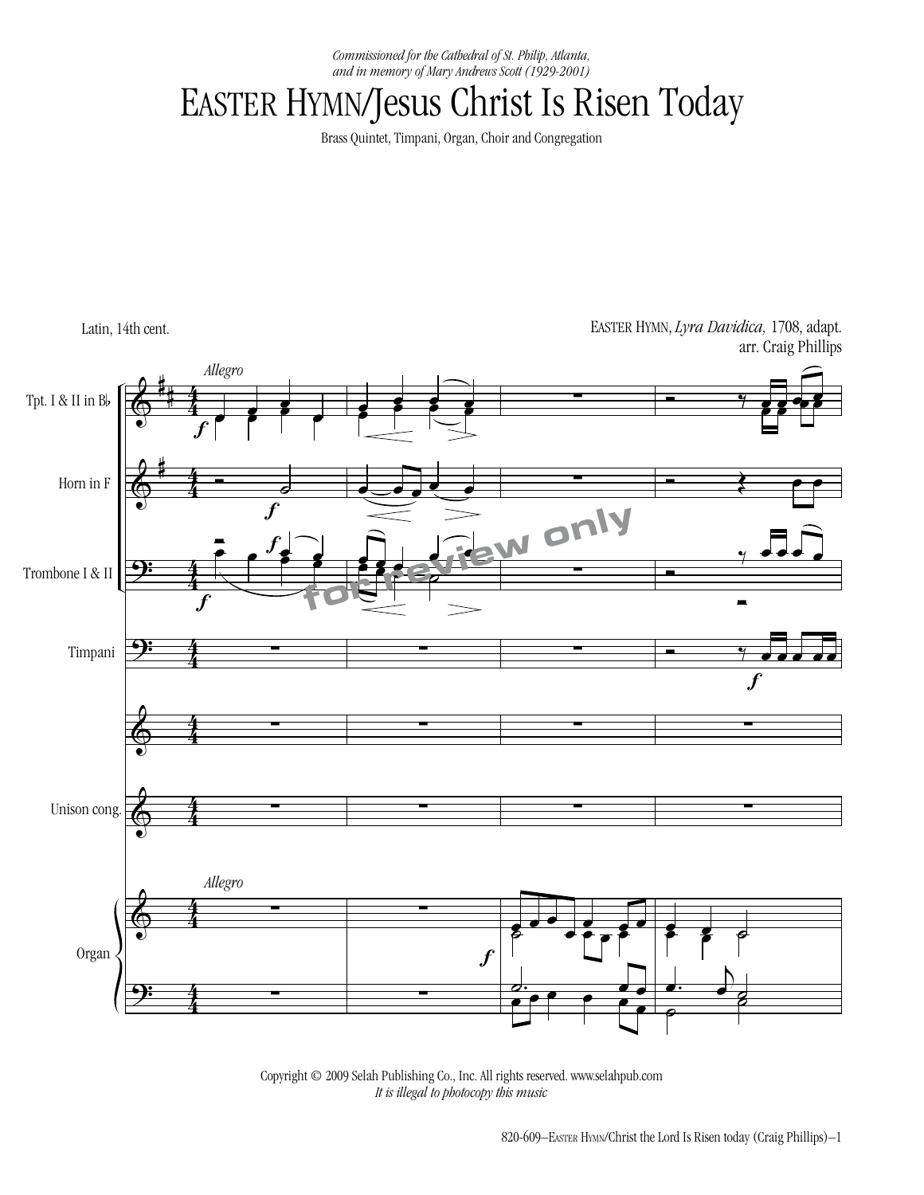*Commissioned for the Cathedral of St. Philip, Atlanta, and in memory of Mary Andrews Scott (1929-2001)*

# EASTER HYMN/Jesus Christ Is Risen Today

Brass Quintet, Timpani, Organ, Choir and Congregation

Latin, 14th cent.

EASTER HYMN, *Lyra Davidica,* 1708, adapt.
arr. Craig Phillips

Copyright © 2009 Selah Publishing Co., Inc. All rights reserved. www.selahpub.com
*It is illegal to photocopy this music*

820-609–EASTER HYMN/Christ the Lord Is Risen today (Craig Phillips)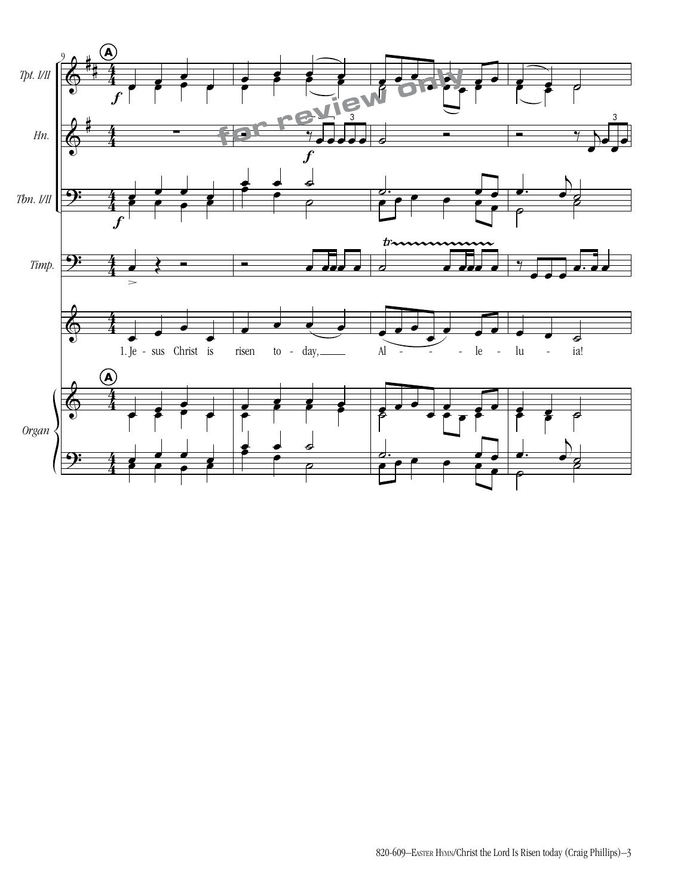Tpt. I/II

Hn.

Tbn. I/II

Timp.

1. Je - sus Christ is risen to - day, Al - - - - le - lu - ia!

Organ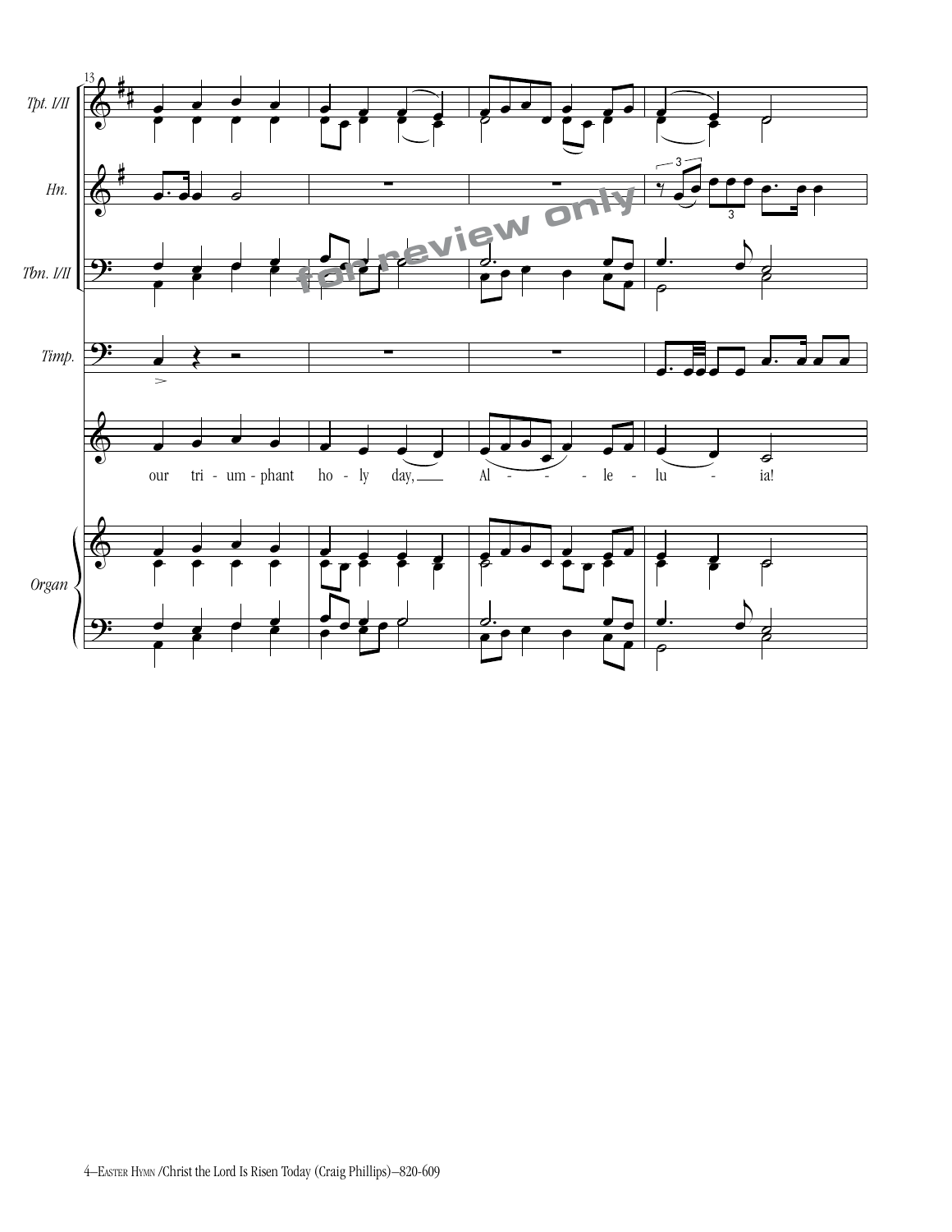our tri - um - phant ho - ly day, Al - - - - le - lu - ia!